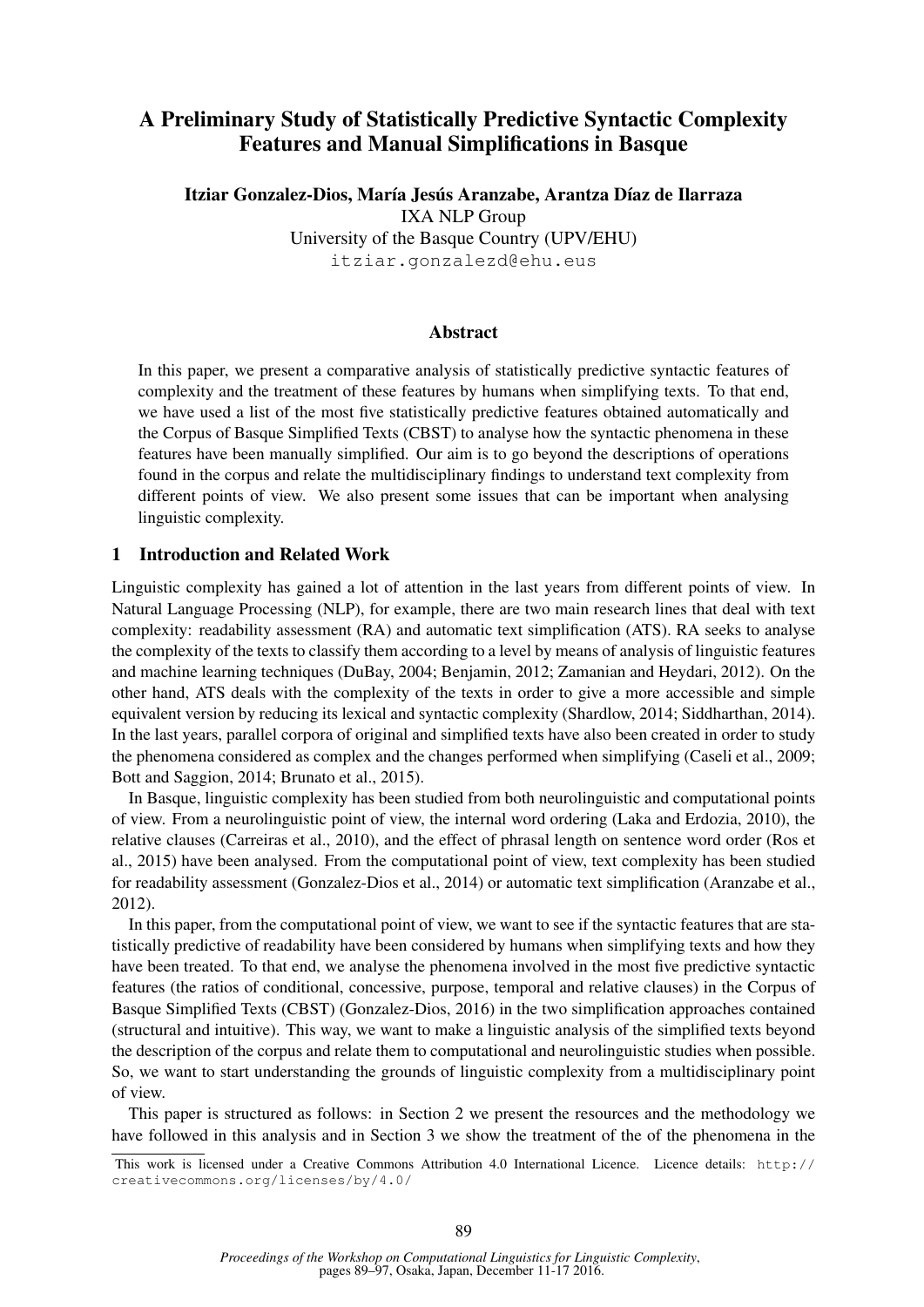# A Preliminary Study of Statistically Predictive Syntactic Complexity Features and Manual Simplifications in Basque

**Itziar Gonzalez-Dios, María Jesús Aranzabe, Arantza Díaz de Ilarraza**
IXA NLP Group
University of the Basque Country (UPV/EHU)
itziar.gonzalezd@ehu.eus

## Abstract

In this paper, we present a comparative analysis of statistically predictive syntactic features of complexity and the treatment of these features by humans when simplifying texts. To that end, we have used a list of the most five statistically predictive features obtained automatically and the Corpus of Basque Simplified Texts (CBST) to analyse how the syntactic phenomena in these features have been manually simplified. Our aim is to go beyond the descriptions of operations found in the corpus and relate the multidisciplinary findings to understand text complexity from different points of view. We also present some issues that can be important when analysing linguistic complexity.

## 1 Introduction and Related Work

Linguistic complexity has gained a lot of attention in the last years from different points of view. In Natural Language Processing (NLP), for example, there are two main research lines that deal with text complexity: readability assessment (RA) and automatic text simplification (ATS). RA seeks to analyse the complexity of the texts to classify them according to a level by means of analysis of linguistic features and machine learning techniques (DuBay, 2004; Benjamin, 2012; Zamanian and Heydari, 2012). On the other hand, ATS deals with the complexity of the texts in order to give a more accessible and simple equivalent version by reducing its lexical and syntactic complexity (Shardlow, 2014; Siddharthan, 2014). In the last years, parallel corpora of original and simplified texts have also been created in order to study the phenomena considered as complex and the changes performed when simplifying (Caseli et al., 2009; Bott and Saggion, 2014; Brunato et al., 2015).

In Basque, linguistic complexity has been studied from both neurolinguistic and computational points of view. From a neurolinguistic point of view, the internal word ordering (Laka and Erdozia, 2010), the relative clauses (Carreiras et al., 2010), and the effect of phrasal length on sentence word order (Ros et al., 2015) have been analysed. From the computational point of view, text complexity has been studied for readability assessment (Gonzalez-Dios et al., 2014) or automatic text simplification (Aranzabe et al., 2012).

In this paper, from the computational point of view, we want to see if the syntactic features that are statistically predictive of readability have been considered by humans when simplifying texts and how they have been treated. To that end, we analyse the phenomena involved in the most five predictive syntactic features (the ratios of conditional, concessive, purpose, temporal and relative clauses) in the Corpus of Basque Simplified Texts (CBST) (Gonzalez-Dios, 2016) in the two simplification approaches contained (structural and intuitive). This way, we want to make a linguistic analysis of the simplified texts beyond the description of the corpus and relate them to computational and neurolinguistic studies when possible. So, we want to start understanding the grounds of linguistic complexity from a multidisciplinary point of view.

This paper is structured as follows: in Section 2 we present the resources and the methodology we have followed in this analysis and in Section 3 we show the treatment of the of the phenomena in the

This work is licensed under a Creative Commons Attribution 4.0 International Licence. Licence details: http://creativecommons.org/licenses/by/4.0/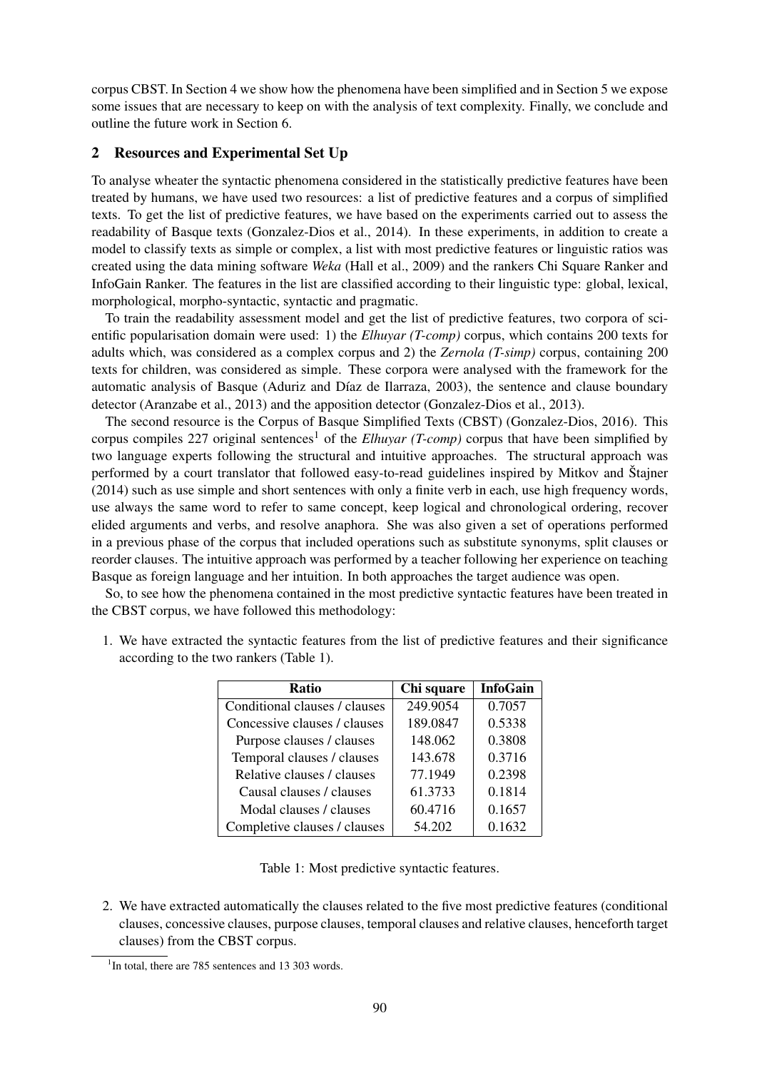corpus CBST. In Section 4 we show how the phenomena have been simplified and in Section 5 we expose some issues that are necessary to keep on with the analysis of text complexity. Finally, we conclude and outline the future work in Section 6.

## 2 Resources and Experimental Set Up

To analyse wheater the syntactic phenomena considered in the statistically predictive features have been treated by humans, we have used two resources: a list of predictive features and a corpus of simplified texts. To get the list of predictive features, we have based on the experiments carried out to assess the readability of Basque texts (Gonzalez-Dios et al., 2014). In these experiments, in addition to create a model to classify texts as simple or complex, a list with most predictive features or linguistic ratios was created using the data mining software *Weka* (Hall et al., 2009) and the rankers Chi Square Ranker and InfoGain Ranker. The features in the list are classified according to their linguistic type: global, lexical, morphological, morpho-syntactic, syntactic and pragmatic.

To train the readability assessment model and get the list of predictive features, two corpora of scientific popularisation domain were used: 1) the *Elhuyar (T-comp)* corpus, which contains 200 texts for adults which, was considered as a complex corpus and 2) the *Zernola (T-simp)* corpus, containing 200 texts for children, was considered as simple. These corpora were analysed with the framework for the automatic analysis of Basque (Aduriz and Díaz de Ilarraza, 2003), the sentence and clause boundary detector (Aranzabe et al., 2013) and the apposition detector (Gonzalez-Dios et al., 2013).

The second resource is the Corpus of Basque Simplified Texts (CBST) (Gonzalez-Dios, 2016). This corpus compiles 227 original sentences[1] of the *Elhuyar (T-comp)* corpus that have been simplified by two language experts following the structural and intuitive approaches. The structural approach was performed by a court translator that followed easy-to-read guidelines inspired by Mitkov and Štajner (2014) such as use simple and short sentences with only a finite verb in each, use high frequency words, use always the same word to refer to same concept, keep logical and chronological ordering, recover elided arguments and verbs, and resolve anaphora. She was also given a set of operations performed in a previous phase of the corpus that included operations such as substitute synonyms, split clauses or reorder clauses. The intuitive approach was performed by a teacher following her experience on teaching Basque as foreign language and her intuition. In both approaches the target audience was open.

So, to see how the phenomena contained in the most predictive syntactic features have been treated in the CBST corpus, we have followed this methodology:

1. We have extracted the syntactic features from the list of predictive features and their significance according to the two rankers (Table 1).

| Ratio | Chi square | InfoGain |
|---|---|---|
| Conditional clauses / clauses | 249.9054 | 0.7057 |
| Concessive clauses / clauses | 189.0847 | 0.5338 |
| Purpose clauses / clauses | 148.062 | 0.3808 |
| Temporal clauses / clauses | 143.678 | 0.3716 |
| Relative clauses / clauses | 77.1949 | 0.2398 |
| Causal clauses / clauses | 61.3733 | 0.1814 |
| Modal clauses / clauses | 60.4716 | 0.1657 |
| Completive clauses / clauses | 54.202 | 0.1632 |

Table 1: Most predictive syntactic features.

2. We have extracted automatically the clauses related to the five most predictive features (conditional clauses, concessive clauses, purpose clauses, temporal clauses and relative clauses, henceforth target clauses) from the CBST corpus.

[1] In total, there are 785 sentences and 13 303 words.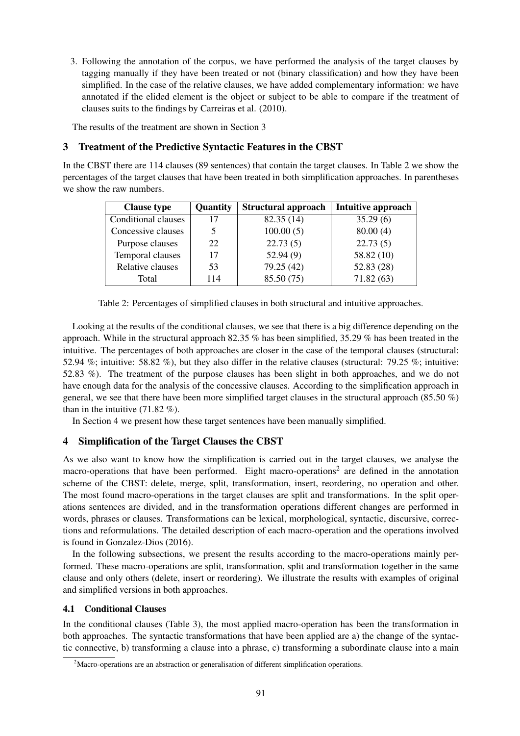3. Following the annotation of the corpus, we have performed the analysis of the target clauses by tagging manually if they have been treated or not (binary classification) and how they have been simplified. In the case of the relative clauses, we have added complementary information: we have annotated if the elided element is the object or subject to be able to compare if the treatment of clauses suits to the findings by Carreiras et al. (2010).

The results of the treatment are shown in Section 3

## 3 Treatment of the Predictive Syntactic Features in the CBST

In the CBST there are 114 clauses (89 sentences) that contain the target clauses. In Table 2 we show the percentages of the target clauses that have been treated in both simplification approaches. In parentheses we show the raw numbers.

| Clause type | Quantity | Structural approach | Intuitive approach |
|---|---|---|---|
| Conditional clauses | 17 | 82.35 (14) | 35.29 (6) |
| Concessive clauses | 5 | 100.00 (5) | 80.00 (4) |
| Purpose clauses | 22 | 22.73 (5) | 22.73 (5) |
| Temporal clauses | 17 | 52.94 (9) | 58.82 (10) |
| Relative clauses | 53 | 79.25 (42) | 52.83 (28) |
| Total | 114 | 85.50 (75) | 71.82 (63) |

Table 2: Percentages of simplified clauses in both structural and intuitive approaches.

Looking at the results of the conditional clauses, we see that there is a big difference depending on the approach. While in the structural approach 82.35 % has been simplified, 35.29 % has been treated in the intuitive. The percentages of both approaches are closer in the case of the temporal clauses (structural: 52.94 %; intuitive: 58.82 %), but they also differ in the relative clauses (structural: 79.25 %; intuitive: 52.83 %). The treatment of the purpose clauses has been slight in both approaches, and we do not have enough data for the analysis of the concessive clauses. According to the simplification approach in general, we see that there have been more simplified target clauses in the structural approach (85.50 %) than in the intuitive (71.82 %).

In Section 4 we present how these target sentences have been manually simplified.

## 4 Simplification of the Target Clauses the CBST

As we also want to know how the simplification is carried out in the target clauses, we analyse the macro-operations that have been performed. Eight macro-operations[2] are defined in the annotation scheme of the CBST: delete, merge, split, transformation, insert, reordering, no_operation and other. The most found macro-operations in the target clauses are split and transformations. In the split operations sentences are divided, and in the transformation operations different changes are performed in words, phrases or clauses. Transformations can be lexical, morphological, syntactic, discursive, corrections and reformulations. The detailed description of each macro-operation and the operations involved is found in Gonzalez-Dios (2016).

In the following subsections, we present the results according to the macro-operations mainly performed. These macro-operations are split, transformation, split and transformation together in the same clause and only others (delete, insert or reordering). We illustrate the results with examples of original and simplified versions in both approaches.

### 4.1 Conditional Clauses

In the conditional clauses (Table 3), the most applied macro-operation has been the transformation in both approaches. The syntactic transformations that have been applied are a) the change of the syntactic connective, b) transforming a clause into a phrase, c) transforming a subordinate clause into a main

[2] Macro-operations are an abstraction or generalisation of different simplification operations.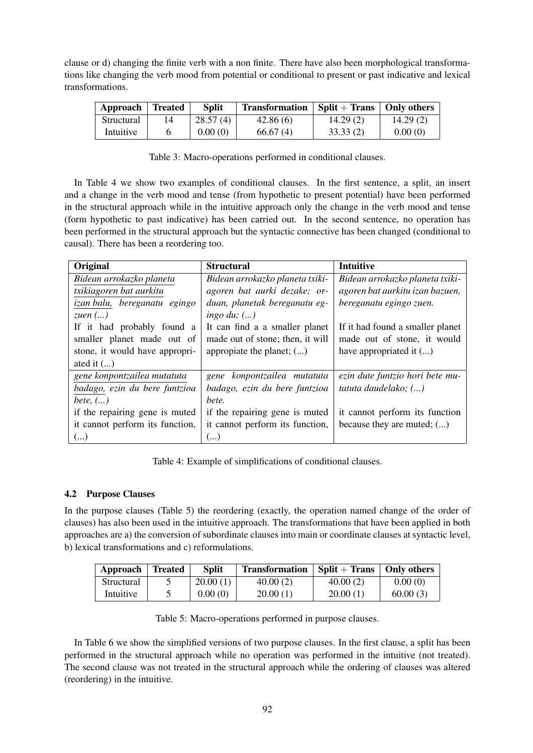clause or d) changing the finite verb with a non finite. There have also been morphological transformations like changing the verb mood from potential or conditional to present or past indicative and lexical transformations.

| Approach | Treated | Split | Transformation | Split + Trans | Only others |
|---|---|---|---|---|---|
| Structural | 14 | 28.57 (4) | 42.86 (6) | 14.29 (2) | 14.29 (2) |
| Intuitive | 6 | 0.00 (0) | 66.67 (4) | 33.33 (2) | 0.00 (0) |

Table 3: Macro-operations performed in conditional clauses.

In Table 4 we show two examples of conditional clauses. In the first sentence, a split, an insert and a change in the verb mood and tense (from hypothetic to present potential) have been performed in the structural approach while in the intuitive approach only the change in the verb mood and tense (form hypothetic to past indicative) has been carried out. In the second sentence, no operation has been performed in the structural approach but the syntactic connective has been changed (conditional to causal). There has been a reordering too.

| Original | Structural | Intuitive |
|---|---|---|
| *Bidean arrokazko planeta txikiagoren bat aurkitu izan balu, bereganatu egingo zuen (...)* | *Bidean arrokazko planeta txikiagoren bat aurki dezake; orduan, planetak bereganatu egingo du; (...)* | *Bidean arrokazko planeta txikiagoren bat aurkitu izan bazuen, bereganatu egingo zuen.* |
| If it had probably found a smaller planet made out of stone, it would have appropriated it (...) | It can find a a smaller planet made out of stone; then, it will appropiate the planet; (...) | If it had found a smaller planet made out of stone, it would have appropriated it (...) |
| *gene konpontzailea mutatuta badago, ezin du bere funtzioa bete, (...)* | *gene konpontzailea mutatuta badago, ezin du bere funtzioa bete.* | *ezin dute funtzio hori bete mutatuta daudelako; (...)* |
| if the repairing gene is muted it cannot perform its function, (...) | if the repairing gene is muted it cannot perform its function, (...) | it cannot perform its function because they are muted; (...) |

Table 4: Example of simplifications of conditional clauses.

### 4.2 Purpose Clauses

In the purpose clauses (Table 5) the reordering (exactly, the operation named change of the order of clauses) has also been used in the intuitive approach. The transformations that have been applied in both approaches are a) the conversion of subordinate clauses into main or coordinate clauses at syntactic level, b) lexical transformations and c) reformulations.

| Approach | Treated | Split | Transformation | Split + Trans | Only others |
|---|---|---|---|---|---|
| Structural | 5 | 20.00 (1) | 40.00 (2) | 40.00 (2) | 0.00 (0) |
| Intuitive | 5 | 0.00 (0) | 20.00 (1) | 20.00 (1) | 60.00 (3) |

Table 5: Macro-operations performed in purpose clauses.

In Table 6 we show the simplified versions of two purpose clauses. In the first clause, a split has been performed in the structural approach while no operation was performed in the intuitive (not treated). The second clause was not treated in the structural approach while the ordering of clauses was altered (reordering) in the intuitive.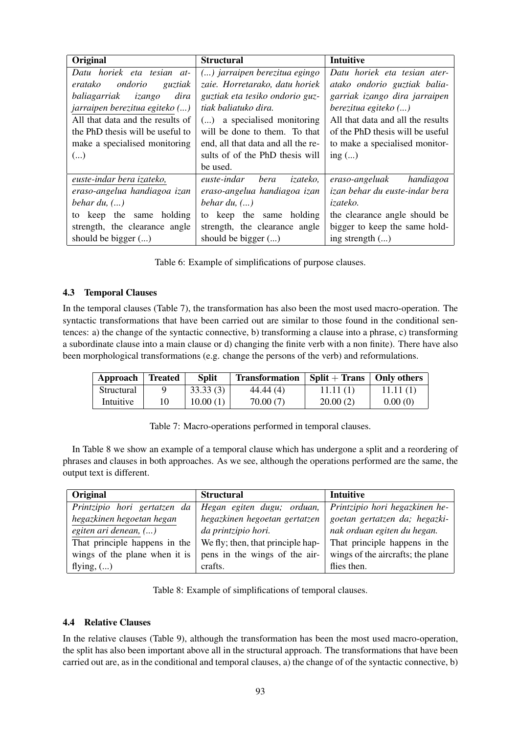| Original | Structural | Intuitive |
|---|---|---|
| *Datu horiek eta tesian ateratako ondorio guztiak baliagarriak izango dira jarraipen berezitua egiteko (...)* All that data and the results of the PhD thesis will be useful to make a specialised monitoring (...) | *(...) jarraipen berezitua egingo zaie. Horretarako, datu horiek guztiak eta tesiko ondorio guztiak baliatuko dira.* (...) a specialised monitoring will be done to them. To that end, all that data and all the results of of the PhD thesis will be used. | *Datu horiek eta tesian ateratako ondorio guztiak baliagarriak izango dira jarraipen berezitua egiteko (...)* All that data and all the results of the PhD thesis will be useful to make a specialised monitoring (...) |
| *euste-indar bera izateko, eraso-angelua handiagoa izan behar du, (...)* to keep the same holding strength, the clearance angle should be bigger (...) | *euste-indar bera izateko, eraso-angelua handiagoa izan behar du, (...)* to keep the same holding strength, the clearance angle should be bigger (...) | *eraso-angeluak handiagoa izan behar du euste-indar bera izateko.* the clearance angle should be bigger to keep the same holding strength (...) |

Table 6: Example of simplifications of purpose clauses.

### 4.3 Temporal Clauses

In the temporal clauses (Table 7), the transformation has also been the most used macro-operation. The syntactic transformations that have been carried out are similar to those found in the conditional sentences: a) the change of the syntactic connective, b) transforming a clause into a phrase, c) transforming a subordinate clause into a main clause or d) changing the finite verb with a non finite). There have also been morphological transformations (e.g. change the persons of the verb) and reformulations.

| Approach | Treated | Split | Transformation | Split + Trans | Only others |
|---|---|---|---|---|---|
| Structural | 9 | 33.33 (3) | 44.44 (4) | 11.11 (1) | 11.11 (1) |
| Intuitive | 10 | 10.00 (1) | 70.00 (7) | 20.00 (2) | 0.00 (0) |

Table 7: Macro-operations performed in temporal clauses.

In Table 8 we show an example of a temporal clause which has undergone a split and a reordering of phrases and clauses in both approaches. As we see, although the operations performed are the same, the output text is different.

| Original | Structural | Intuitive |
|---|---|---|
| *Printzipio hori gertatzen da hegazkinen hegoetan hegan egiten ari denean, (...)* That principle happens in the wings of the plane when it is flying, (...) | *Hegan egiten dugu; orduan, hegazkinen hegoetan gertatzen da printzipio hori.* We fly; then, that principle happens in the wings of the aircrafts. | *Printzipio hori hegazkinen hegoetan gertatzen da; hegazkinak orduan egiten du hegan.* That principle happens in the wings of the aircrafts; the plane flies then. |

Table 8: Example of simplifications of temporal clauses.

### 4.4 Relative Clauses

In the relative clauses (Table 9), although the transformation has been the most used macro-operation, the split has also been important above all in the structural approach. The transformations that have been carried out are, as in the conditional and temporal clauses, a) the change of of the syntactic connective, b)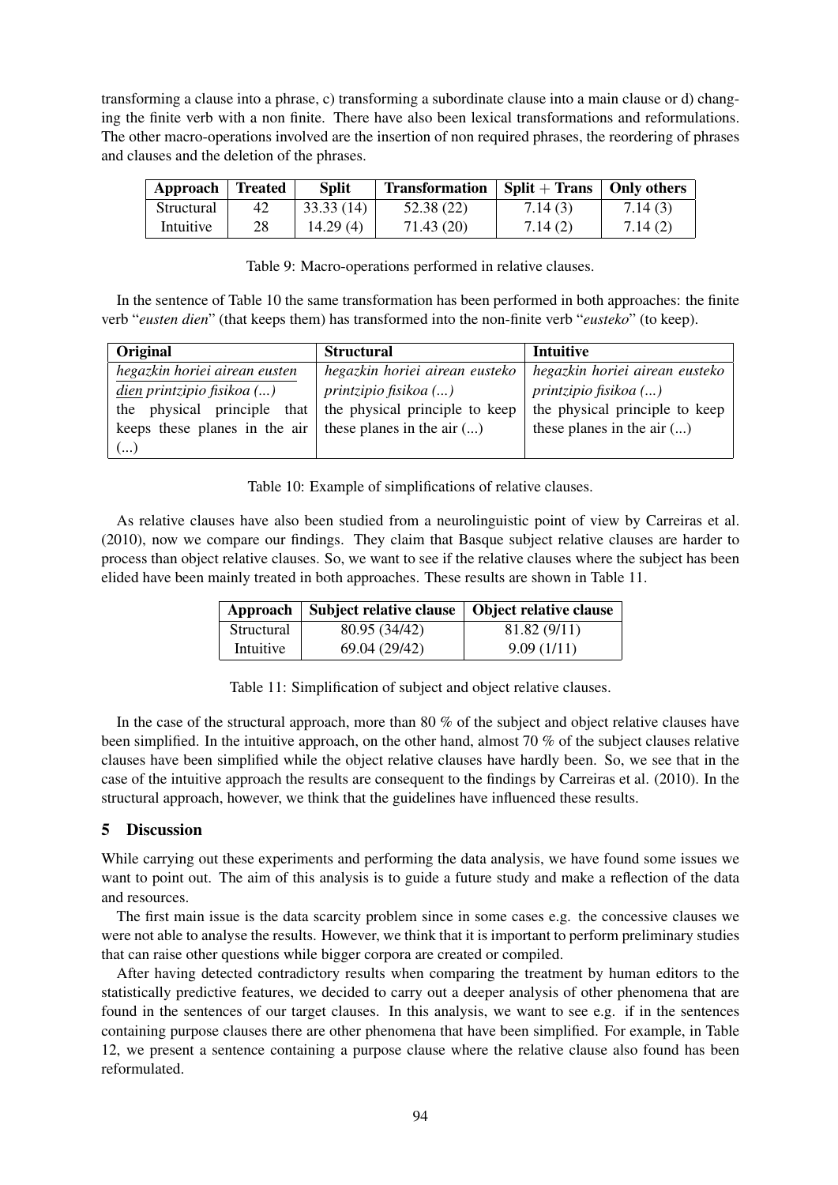transforming a clause into a phrase, c) transforming a subordinate clause into a main clause or d) changing the finite verb with a non finite. There have also been lexical transformations and reformulations. The other macro-operations involved are the insertion of non required phrases, the reordering of phrases and clauses and the deletion of the phrases.

| Approach | Treated | Split | Transformation | Split + Trans | Only others |
|---|---|---|---|---|---|
| Structural | 42 | 33.33 (14) | 52.38 (22) | 7.14 (3) | 7.14 (3) |
| Intuitive | 28 | 14.29 (4) | 71.43 (20) | 7.14 (2) | 7.14 (2) |

Table 9: Macro-operations performed in relative clauses.

In the sentence of Table 10 the same transformation has been performed in both approaches: the finite verb "*eusten dien*" (that keeps them) has transformed into the non-finite verb "*eusteko*" (to keep).

| Original | Structural | Intuitive |
|---|---|---|
| *hegazkin horiei airean eusten dien printzipio fisikoa (...)* the physical principle that keeps these planes in the air (...) | *hegazkin horiei airean eusteko printzipio fisikoa (...)* the physical principle to keep these planes in the air (...) | *hegazkin horiei airean eusteko printzipio fisikoa (...)* the physical principle to keep these planes in the air (...) |

Table 10: Example of simplifications of relative clauses.

As relative clauses have also been studied from a neurolinguistic point of view by Carreiras et al. (2010), now we compare our findings. They claim that Basque subject relative clauses are harder to process than object relative clauses. So, we want to see if the relative clauses where the subject has been elided have been mainly treated in both approaches. These results are shown in Table 11.

| Approach | Subject relative clause | Object relative clause |
|---|---|---|
| Structural | 80.95 (34/42) | 81.82 (9/11) |
| Intuitive | 69.04 (29/42) | 9.09 (1/11) |

Table 11: Simplification of subject and object relative clauses.

In the case of the structural approach, more than 80 % of the subject and object relative clauses have been simplified. In the intuitive approach, on the other hand, almost 70 % of the subject clauses relative clauses have been simplified while the object relative clauses have hardly been. So, we see that in the case of the intuitive approach the results are consequent to the findings by Carreiras et al. (2010). In the structural approach, however, we think that the guidelines have influenced these results.

## 5 Discussion

While carrying out these experiments and performing the data analysis, we have found some issues we want to point out. The aim of this analysis is to guide a future study and make a reflection of the data and resources.

The first main issue is the data scarcity problem since in some cases e.g. the concessive clauses we were not able to analyse the results. However, we think that it is important to perform preliminary studies that can raise other questions while bigger corpora are created or compiled.

After having detected contradictory results when comparing the treatment by human editors to the statistically predictive features, we decided to carry out a deeper analysis of other phenomena that are found in the sentences of our target clauses. In this analysis, we want to see e.g. if in the sentences containing purpose clauses there are other phenomena that have been simplified. For example, in Table 12, we present a sentence containing a purpose clause where the relative clause also found has been reformulated.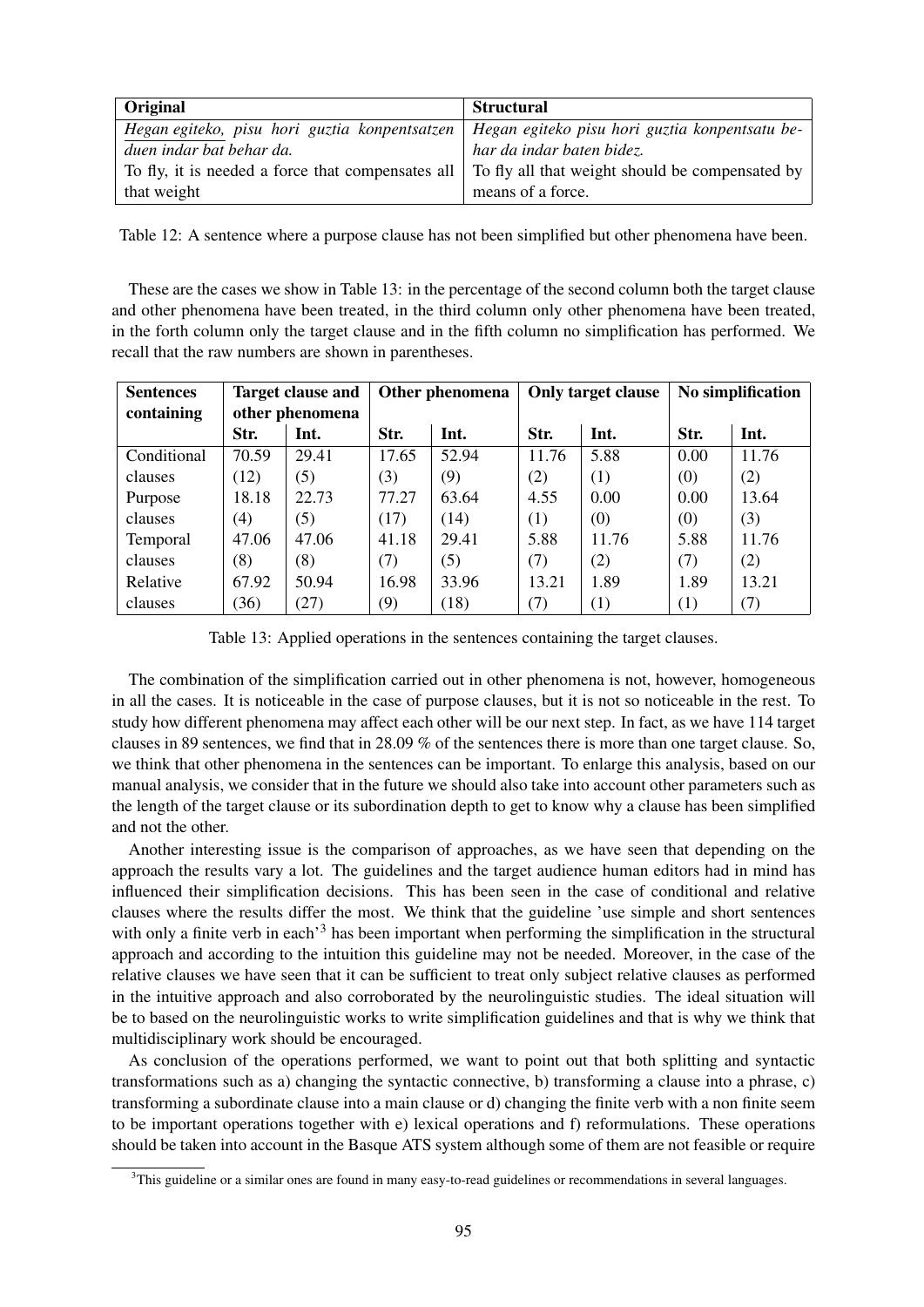| Original | Structural |
| --- | --- |
| *Hegan egiteko, pisu hori guztia konpentsatzen duen indar bat behar da.* | *Hegan egiteko pisu hori guztia konpentsatu behar da indar baten bidez.* |
| To fly, it is needed a force that compensates all that weight | To fly all that weight should be compensated by means of a force. |

Table 12: A sentence where a purpose clause has not been simplified but other phenomena have been.

These are the cases we show in Table 13: in the percentage of the second column both the target clause and other phenomena have been treated, in the third column only other phenomena have been treated, in the forth column only the target clause and in the fifth column no simplification has performed. We recall that the raw numbers are shown in parentheses.

| Sentences containing | Target clause and other phenomena | | Other phenomena | | Only target clause | | No simplification | |
| --- | --- | --- | --- | --- | --- | --- | --- | --- |
| | Str. | Int. | Str. | Int. | Str. | Int. | Str. | Int. |
| Conditional clauses | 70.59 (12) | 29.41 (5) | 17.65 (3) | 52.94 (9) | 11.76 (2) | 5.88 (1) | 0.00 (0) | 11.76 (2) |
| Purpose clauses | 18.18 (4) | 22.73 (5) | 77.27 (17) | 63.64 (14) | 4.55 (1) | 0.00 (0) | 0.00 (0) | 13.64 (3) |
| Temporal clauses | 47.06 (8) | 47.06 (8) | 41.18 (7) | 29.41 (5) | 5.88 (7) | 11.76 (2) | 5.88 (7) | 11.76 (2) |
| Relative clauses | 67.92 (36) | 50.94 (27) | 16.98 (9) | 33.96 (18) | 13.21 (7) | 1.89 (1) | 1.89 (1) | 13.21 (7) |

Table 13: Applied operations in the sentences containing the target clauses.

The combination of the simplification carried out in other phenomena is not, however, homogeneous in all the cases. It is noticeable in the case of purpose clauses, but it is not so noticeable in the rest. To study how different phenomena may affect each other will be our next step. In fact, as we have 114 target clauses in 89 sentences, we find that in 28.09 % of the sentences there is more than one target clause. So, we think that other phenomena in the sentences can be important. To enlarge this analysis, based on our manual analysis, we consider that in the future we should also take into account other parameters such as the length of the target clause or its subordination depth to get to know why a clause has been simplified and not the other.

Another interesting issue is the comparison of approaches, as we have seen that depending on the approach the results vary a lot. The guidelines and the target audience human editors had in mind has influenced their simplification decisions. This has been seen in the case of conditional and relative clauses where the results differ the most. We think that the guideline 'use simple and short sentences with only a finite verb in each'[3] has been important when performing the simplification in the structural approach and according to the intuition this guideline may not be needed. Moreover, in the case of the relative clauses we have seen that it can be sufficient to treat only subject relative clauses as performed in the intuitive approach and also corroborated by the neurolinguistic studies. The ideal situation will be to based on the neurolinguistic works to write simplification guidelines and that is why we think that multidisciplinary work should be encouraged.

As conclusion of the operations performed, we want to point out that both splitting and syntactic transformations such as a) changing the syntactic connective, b) transforming a clause into a phrase, c) transforming a subordinate clause into a main clause or d) changing the finite verb with a non finite seem to be important operations together with e) lexical operations and f) reformulations. These operations should be taken into account in the Basque ATS system although some of them are not feasible or require

[3]This guideline or a similar ones are found in many easy-to-read guidelines or recommendations in several languages.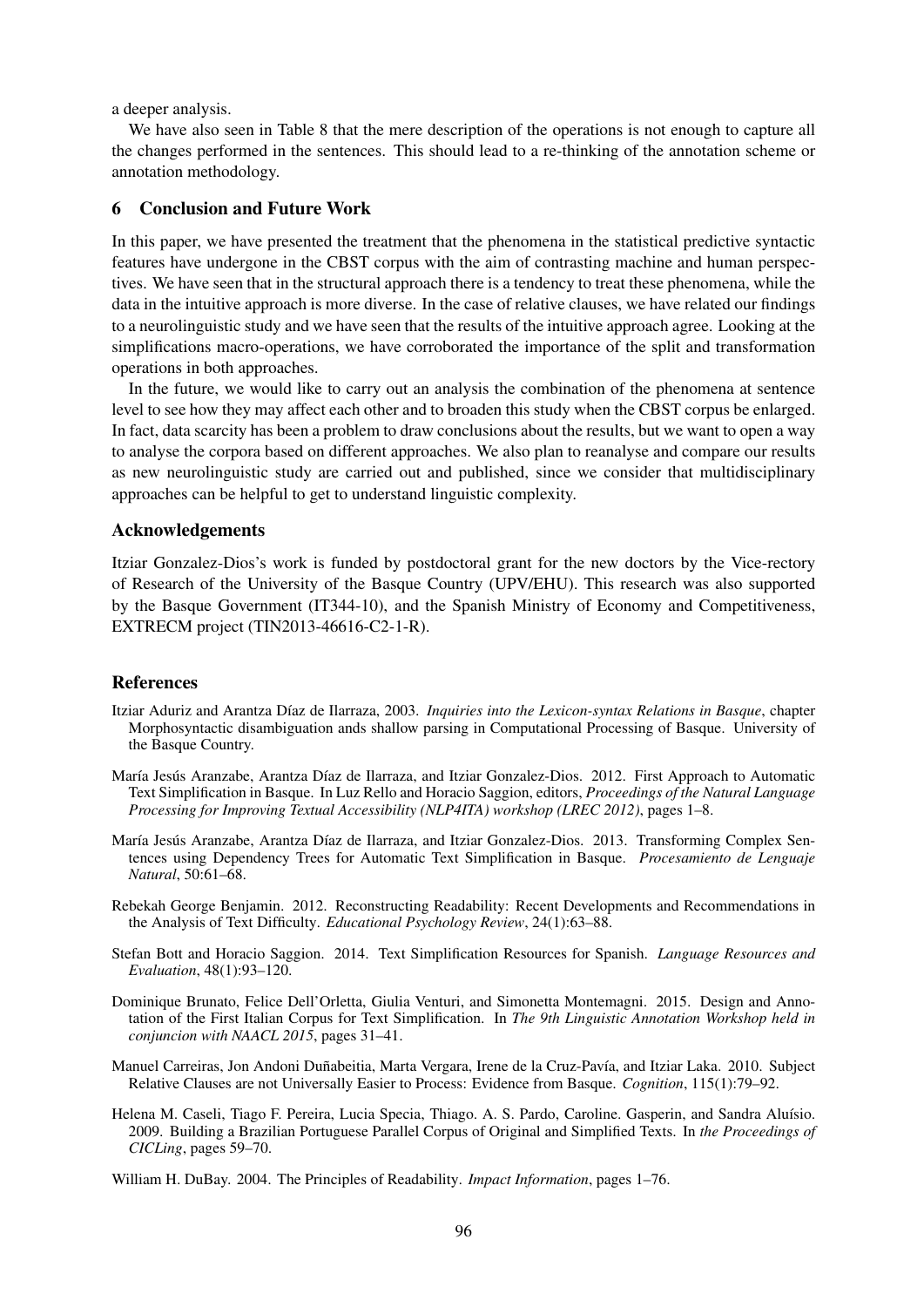a deeper analysis.

We have also seen in Table 8 that the mere description of the operations is not enough to capture all the changes performed in the sentences. This should lead to a re-thinking of the annotation scheme or annotation methodology.

## 6 Conclusion and Future Work

In this paper, we have presented the treatment that the phenomena in the statistical predictive syntactic features have undergone in the CBST corpus with the aim of contrasting machine and human perspectives. We have seen that in the structural approach there is a tendency to treat these phenomena, while the data in the intuitive approach is more diverse. In the case of relative clauses, we have related our findings to a neurolinguistic study and we have seen that the results of the intuitive approach agree. Looking at the simplifications macro-operations, we have corroborated the importance of the split and transformation operations in both approaches.

In the future, we would like to carry out an analysis the combination of the phenomena at sentence level to see how they may affect each other and to broaden this study when the CBST corpus be enlarged. In fact, data scarcity has been a problem to draw conclusions about the results, but we want to open a way to analyse the corpora based on different approaches. We also plan to reanalyse and compare our results as new neurolinguistic study are carried out and published, since we consider that multidisciplinary approaches can be helpful to get to understand linguistic complexity.

## Acknowledgements

Itziar Gonzalez-Dios's work is funded by postdoctoral grant for the new doctors by the Vice-rectory of Research of the University of the Basque Country (UPV/EHU). This research was also supported by the Basque Government (IT344-10), and the Spanish Ministry of Economy and Competitiveness, EXTRECM project (TIN2013-46616-C2-1-R).

## References

Itziar Aduriz and Arantza Díaz de Ilarraza, 2003. *Inquiries into the Lexicon-syntax Relations in Basque*, chapter Morphosyntactic disambiguation ands shallow parsing in Computational Processing of Basque. University of the Basque Country.

María Jesús Aranzabe, Arantza Díaz de Ilarraza, and Itziar Gonzalez-Dios. 2012. First Approach to Automatic Text Simplification in Basque. In Luz Rello and Horacio Saggion, editors, *Proceedings of the Natural Language Processing for Improving Textual Accessibility (NLP4ITA) workshop (LREC 2012)*, pages 1–8.

María Jesús Aranzabe, Arantza Díaz de Ilarraza, and Itziar Gonzalez-Dios. 2013. Transforming Complex Sentences using Dependency Trees for Automatic Text Simplification in Basque. *Procesamiento de Lenguaje Natural*, 50:61–68.

Rebekah George Benjamin. 2012. Reconstructing Readability: Recent Developments and Recommendations in the Analysis of Text Difficulty. *Educational Psychology Review*, 24(1):63–88.

Stefan Bott and Horacio Saggion. 2014. Text Simplification Resources for Spanish. *Language Resources and Evaluation*, 48(1):93–120.

Dominique Brunato, Felice Dell'Orletta, Giulia Venturi, and Simonetta Montemagni. 2015. Design and Annotation of the First Italian Corpus for Text Simplification. In *The 9th Linguistic Annotation Workshop held in conjuncion with NAACL 2015*, pages 31–41.

Manuel Carreiras, Jon Andoni Duñabeitia, Marta Vergara, Irene de la Cruz-Pavía, and Itziar Laka. 2010. Subject Relative Clauses are not Universally Easier to Process: Evidence from Basque. *Cognition*, 115(1):79–92.

Helena M. Caseli, Tiago F. Pereira, Lucia Specia, Thiago. A. S. Pardo, Caroline. Gasperin, and Sandra Aluísio. 2009. Building a Brazilian Portuguese Parallel Corpus of Original and Simplified Texts. In *the Proceedings of CICLing*, pages 59–70.

William H. DuBay. 2004. The Principles of Readability. *Impact Information*, pages 1–76.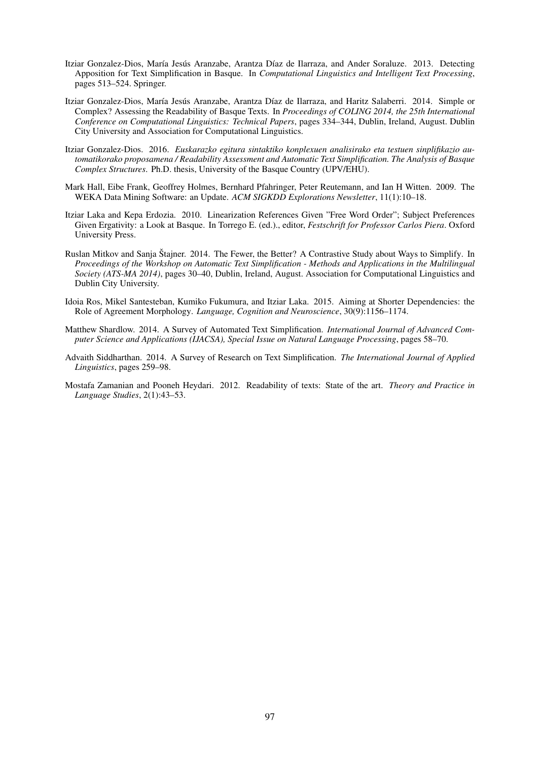Itziar Gonzalez-Dios, María Jesús Aranzabe, Arantza Díaz de Ilarraza, and Ander Soraluze. 2013. Detecting Apposition for Text Simplification in Basque. In *Computational Linguistics and Intelligent Text Processing*, pages 513–524. Springer.

Itziar Gonzalez-Dios, María Jesús Aranzabe, Arantza Díaz de Ilarraza, and Haritz Salaberri. 2014. Simple or Complex? Assessing the Readability of Basque Texts. In *Proceedings of COLING 2014, the 25th International Conference on Computational Linguistics: Technical Papers*, pages 334–344, Dublin, Ireland, August. Dublin City University and Association for Computational Linguistics.

Itziar Gonzalez-Dios. 2016. *Euskarazko egitura sintaktiko konplexuen analisirako eta testuen sinplifikazio automatikorako proposamena / Readability Assessment and Automatic Text Simplification. The Analysis of Basque Complex Structures*. Ph.D. thesis, University of the Basque Country (UPV/EHU).

Mark Hall, Eibe Frank, Geoffrey Holmes, Bernhard Pfahringer, Peter Reutemann, and Ian H Witten. 2009. The WEKA Data Mining Software: an Update. *ACM SIGKDD Explorations Newsletter*, 11(1):10–18.

Itziar Laka and Kepa Erdozia. 2010. Linearization References Given "Free Word Order"; Subject Preferences Given Ergativity: a Look at Basque. In Torrego E. (ed.)., editor, *Festschrift for Professor Carlos Piera*. Oxford University Press.

Ruslan Mitkov and Sanja Štajner. 2014. The Fewer, the Better? A Contrastive Study about Ways to Simplify. In *Proceedings of the Workshop on Automatic Text Simplification - Methods and Applications in the Multilingual Society (ATS-MA 2014)*, pages 30–40, Dublin, Ireland, August. Association for Computational Linguistics and Dublin City University.

Idoia Ros, Mikel Santesteban, Kumiko Fukumura, and Itziar Laka. 2015. Aiming at Shorter Dependencies: the Role of Agreement Morphology. *Language, Cognition and Neuroscience*, 30(9):1156–1174.

Matthew Shardlow. 2014. A Survey of Automated Text Simplification. *International Journal of Advanced Computer Science and Applications (IJACSA), Special Issue on Natural Language Processing*, pages 58–70.

Advaith Siddharthan. 2014. A Survey of Research on Text Simplification. *The International Journal of Applied Linguistics*, pages 259–98.

Mostafa Zamanian and Pooneh Heydari. 2012. Readability of texts: State of the art. *Theory and Practice in Language Studies*, 2(1):43–53.